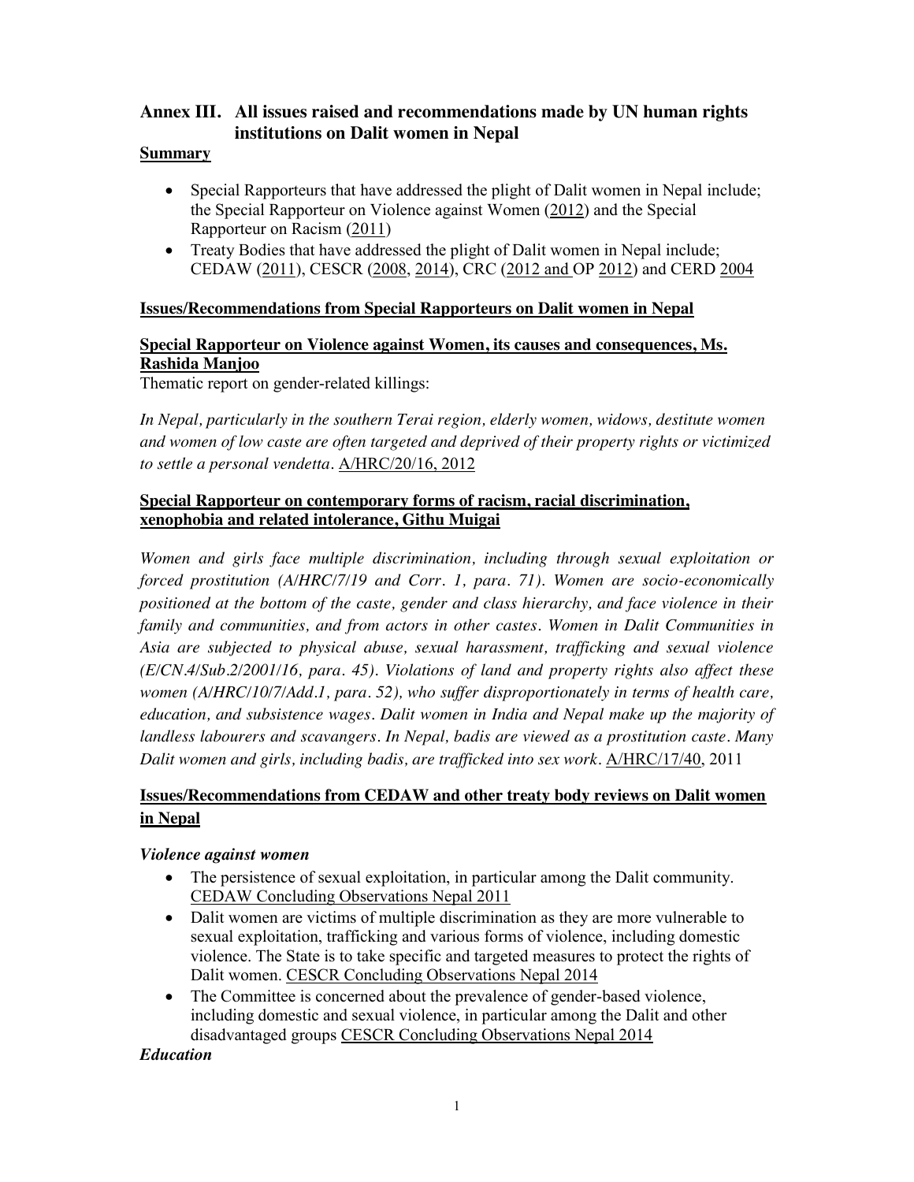# Annex III. All issues raised and recommendations made by UN human rights institutions on Dalit women in Nepal

**Summary**

- Special Rapporteurs that have addressed the plight of Dalit women in Nepal include; the Special Rapporteur on Violence against Women (2012) and the Special Rapporteur on Racism (2011)
- Treaty Bodies that have addressed the plight of Dalit women in Nepal include; CEDAW (2011), CESCR (2008, 2014), CRC (2012 and OP 2012) and CERD 2004

## Issues/Recommendations from Special Rapporteurs on Dalit women in Nepal

### Special Rapporteur on Violence against Women, its causes and consequences, Ms. Rashida Manjoo

Thematic report on gender-related killings:

*In Nepal, particularly in the southern Terai region, elderly women, widows, destitute women and women of low caste are often targeted and deprived of their property rights or victimized to settle a personal vendetta.* A/HRC/20/16, 2012

### Special Rapporteur on contemporary forms of racism, racial discrimination, xenophobia and related intolerance, Githu Muigai

*Women and girls face multiple discrimination, including through sexual exploitation or forced prostitution (A/HRC/7/19 and Corr. 1, para. 71). Women are socio-economically positioned at the bottom of the caste, gender and class hierarchy, and face violence in their family and communities, and from actors in other castes. Women in Dalit Communities in Asia are subjected to physical abuse, sexual harassment, trafficking and sexual violence (E/CN.4/Sub.2/2001/16, para. 45). Violations of land and property rights also affect these women (A/HRC/10/7/Add.1, para. 52), who suffer disproportionately in terms of health care, education, and subsistence wages. Dalit women in India and Nepal make up the majority of landless labourers and scavangers. In Nepal, badis are viewed as a prostitution caste. Many Dalit women and girls, including badis, are trafficked into sex work.* A/HRC/17/40, 2011

## Issues/Recommendations from CEDAW and other treaty body reviews on Dalit women in Nepal

### *Violence against women*

- The persistence of sexual exploitation, in particular among the Dalit community. CEDAW Concluding Observations Nepal 2011
- Dalit women are victims of multiple discrimination as they are more vulnerable to sexual exploitation, trafficking and various forms of violence, including domestic violence. The State is to take specific and targeted measures to protect the rights of Dalit women. CESCR Concluding Observations Nepal 2014
- The Committee is concerned about the prevalence of gender-based violence, including domestic and sexual violence, in particular among the Dalit and other disadvantaged groups CESCR Concluding Observations Nepal 2014

### *Education*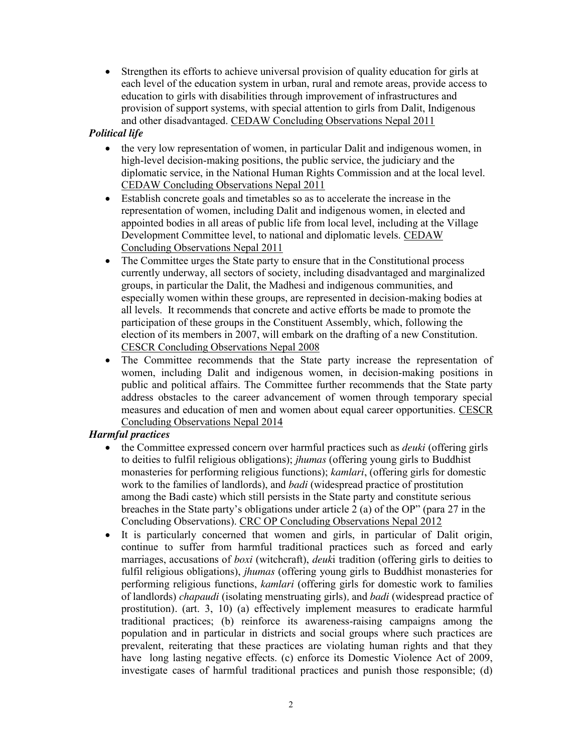- Strengthen its efforts to achieve universal provision of quality education for girls at each level of the education system in urban, rural and remote areas, provide access to education to girls with disabilities through improvement of infrastructures and provision of support systems, with special attention to girls from Dalit, Indigenous and other disadvantaged. CEDAW Concluding Observations Nepal 2011

***Political life***

- the very low representation of women, in particular Dalit and indigenous women, in high-level decision-making positions, the public service, the judiciary and the diplomatic service, in the National Human Rights Commission and at the local level. CEDAW Concluding Observations Nepal 2011
- Establish concrete goals and timetables so as to accelerate the increase in the representation of women, including Dalit and indigenous women, in elected and appointed bodies in all areas of public life from local level, including at the Village Development Committee level, to national and diplomatic levels. CEDAW Concluding Observations Nepal 2011
- The Committee urges the State party to ensure that in the Constitutional process currently underway, all sectors of society, including disadvantaged and marginalized groups, in particular the Dalit, the Madhesi and indigenous communities, and especially women within these groups, are represented in decision-making bodies at all levels. It recommends that concrete and active efforts be made to promote the participation of these groups in the Constituent Assembly, which, following the election of its members in 2007, will embark on the drafting of a new Constitution. CESCR Concluding Observations Nepal 2008
- The Committee recommends that the State party increase the representation of women, including Dalit and indigenous women, in decision-making positions in public and political affairs. The Committee further recommends that the State party address obstacles to the career advancement of women through temporary special measures and education of men and women about equal career opportunities. CESCR Concluding Observations Nepal 2014

***Harmful practices***

- the Committee expressed concern over harmful practices such as *deuki* (offering girls to deities to fulfil religious obligations); *jhumas* (offering young girls to Buddhist monasteries for performing religious functions); *kamlari*, (offering girls for domestic work to the families of landlords), and *badi* (widespread practice of prostitution among the Badi caste) which still persists in the State party and constitute serious breaches in the State party's obligations under article 2 (a) of the OP" (para 27 in the Concluding Observations). CRC OP Concluding Observations Nepal 2012
- It is particularly concerned that women and girls, in particular of Dalit origin, continue to suffer from harmful traditional practices such as forced and early marriages, accusations of *boxi* (witchcraft), *deuk*i tradition (offering girls to deities to fulfil religious obligations), *jhumas* (offering young girls to Buddhist monasteries for performing religious functions, *kamlari* (offering girls for domestic work to families of landlords) *chapaudi* (isolating menstruating girls), and *badi* (widespread practice of prostitution). (art. 3, 10) (a) effectively implement measures to eradicate harmful traditional practices; (b) reinforce its awareness-raising campaigns among the population and in particular in districts and social groups where such practices are prevalent, reiterating that these practices are violating human rights and that they have long lasting negative effects. (c) enforce its Domestic Violence Act of 2009, investigate cases of harmful traditional practices and punish those responsible; (d)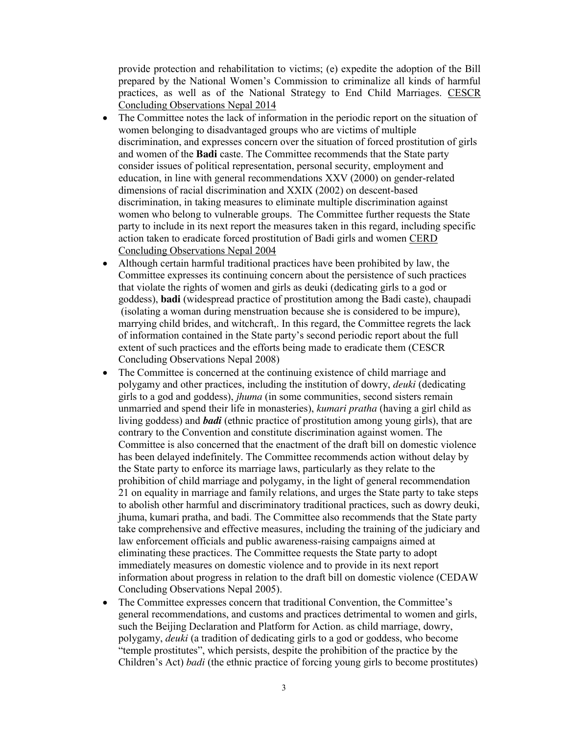provide protection and rehabilitation to victims; (e) expedite the adoption of the Bill prepared by the National Women's Commission to criminalize all kinds of harmful practices, as well as of the National Strategy to End Child Marriages. CESCR Concluding Observations Nepal 2014

- The Committee notes the lack of information in the periodic report on the situation of women belonging to disadvantaged groups who are victims of multiple discrimination, and expresses concern over the situation of forced prostitution of girls and women of the **Badi** caste. The Committee recommends that the State party consider issues of political representation, personal security, employment and education, in line with general recommendations XXV (2000) on gender-related dimensions of racial discrimination and XXIX (2002) on descent-based discrimination, in taking measures to eliminate multiple discrimination against women who belong to vulnerable groups. The Committee further requests the State party to include in its next report the measures taken in this regard, including specific action taken to eradicate forced prostitution of Badi girls and women CERD Concluding Observations Nepal 2004
- Although certain harmful traditional practices have been prohibited by law, the Committee expresses its continuing concern about the persistence of such practices that violate the rights of women and girls as deuki (dedicating girls to a god or goddess), **badi** (widespread practice of prostitution among the Badi caste), chaupadi (isolating a woman during menstruation because she is considered to be impure), marrying child brides, and witchcraft,. In this regard, the Committee regrets the lack of information contained in the State party's second periodic report about the full extent of such practices and the efforts being made to eradicate them (CESCR Concluding Observations Nepal 2008)
- The Committee is concerned at the continuing existence of child marriage and polygamy and other practices, including the institution of dowry, *deuki* (dedicating girls to a god and goddess), *jhuma* (in some communities, second sisters remain unmarried and spend their life in monasteries), *kumari pratha* (having a girl child as living goddess) and ***badi*** (ethnic practice of prostitution among young girls), that are contrary to the Convention and constitute discrimination against women. The Committee is also concerned that the enactment of the draft bill on domestic violence has been delayed indefinitely. The Committee recommends action without delay by the State party to enforce its marriage laws, particularly as they relate to the prohibition of child marriage and polygamy, in the light of general recommendation 21 on equality in marriage and family relations, and urges the State party to take steps to abolish other harmful and discriminatory traditional practices, such as dowry deuki, jhuma, kumari pratha, and badi. The Committee also recommends that the State party take comprehensive and effective measures, including the training of the judiciary and law enforcement officials and public awareness-raising campaigns aimed at eliminating these practices. The Committee requests the State party to adopt immediately measures on domestic violence and to provide in its next report information about progress in relation to the draft bill on domestic violence (CEDAW Concluding Observations Nepal 2005).
- The Committee expresses concern that traditional Convention, the Committee's general recommendations, and customs and practices detrimental to women and girls, such the Beijing Declaration and Platform for Action. as child marriage, dowry, polygamy, *deuki* (a tradition of dedicating girls to a god or goddess, who become "temple prostitutes", which persists, despite the prohibition of the practice by the Children's Act) *badi* (the ethnic practice of forcing young girls to become prostitutes)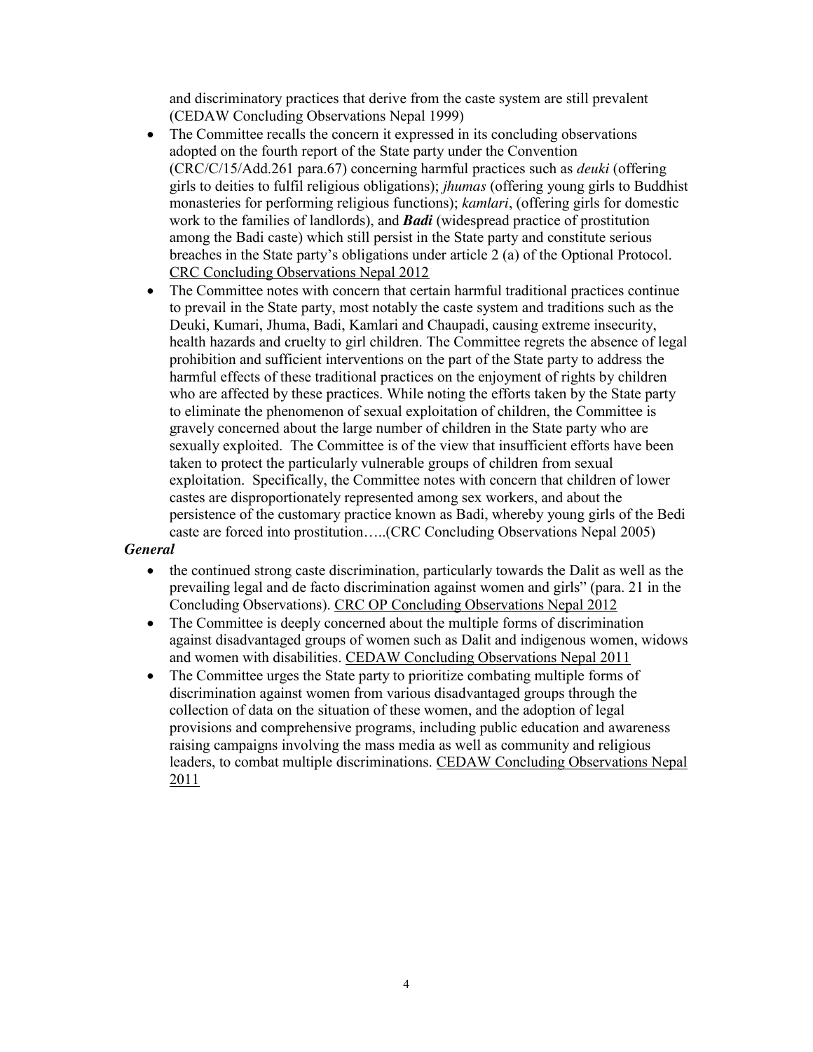and discriminatory practices that derive from the caste system are still prevalent (CEDAW Concluding Observations Nepal 1999)

- The Committee recalls the concern it expressed in its concluding observations adopted on the fourth report of the State party under the Convention (CRC/C/15/Add.261 para.67) concerning harmful practices such as *deuki* (offering girls to deities to fulfil religious obligations); *jhumas* (offering young girls to Buddhist monasteries for performing religious functions); *kamlari*, (offering girls for domestic work to the families of landlords), and ***Badi*** (widespread practice of prostitution among the Badi caste) which still persist in the State party and constitute serious breaches in the State party's obligations under article 2 (a) of the Optional Protocol. CRC Concluding Observations Nepal 2012
- The Committee notes with concern that certain harmful traditional practices continue to prevail in the State party, most notably the caste system and traditions such as the Deuki, Kumari, Jhuma, Badi, Kamlari and Chaupadi, causing extreme insecurity, health hazards and cruelty to girl children. The Committee regrets the absence of legal prohibition and sufficient interventions on the part of the State party to address the harmful effects of these traditional practices on the enjoyment of rights by children who are affected by these practices. While noting the efforts taken by the State party to eliminate the phenomenon of sexual exploitation of children, the Committee is gravely concerned about the large number of children in the State party who are sexually exploited. The Committee is of the view that insufficient efforts have been taken to protect the particularly vulnerable groups of children from sexual exploitation. Specifically, the Committee notes with concern that children of lower castes are disproportionately represented among sex workers, and about the persistence of the customary practice known as Badi, whereby young girls of the Bedi caste are forced into prostitution…..(CRC Concluding Observations Nepal 2005)

***General***

- the continued strong caste discrimination, particularly towards the Dalit as well as the prevailing legal and de facto discrimination against women and girls" (para. 21 in the Concluding Observations). CRC OP Concluding Observations Nepal 2012
- The Committee is deeply concerned about the multiple forms of discrimination against disadvantaged groups of women such as Dalit and indigenous women, widows and women with disabilities. CEDAW Concluding Observations Nepal 2011
- The Committee urges the State party to prioritize combating multiple forms of discrimination against women from various disadvantaged groups through the collection of data on the situation of these women, and the adoption of legal provisions and comprehensive programs, including public education and awareness raising campaigns involving the mass media as well as community and religious leaders, to combat multiple discriminations. CEDAW Concluding Observations Nepal 2011